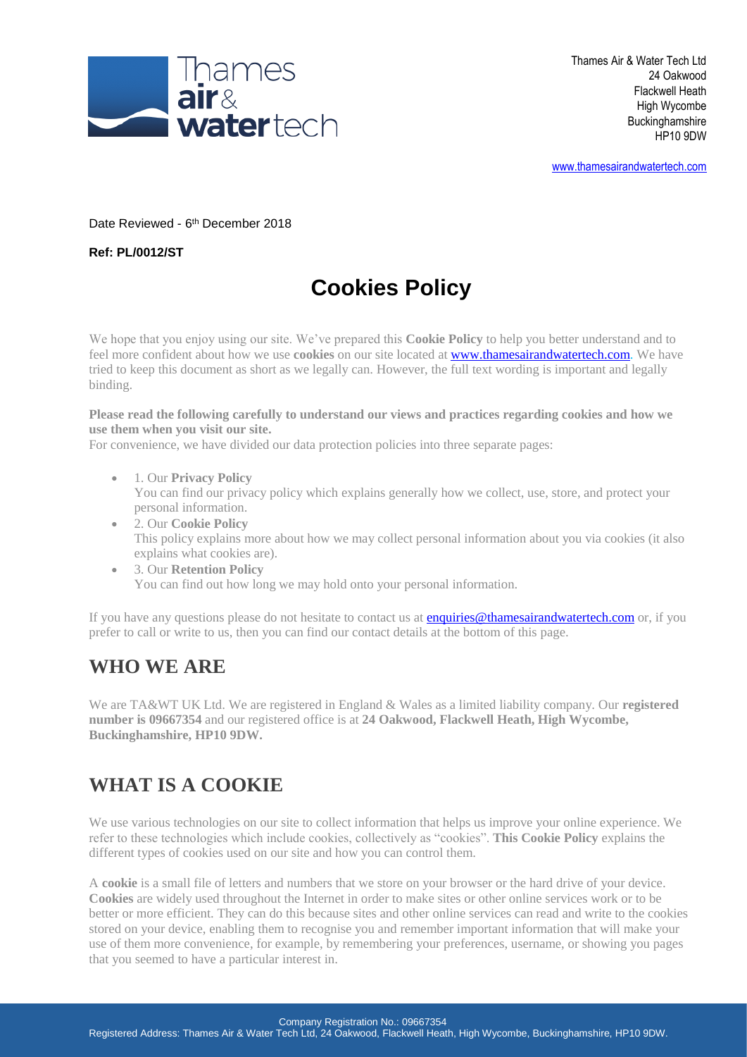Thames Air & Water Tech Ltd
24 Oakwood
Flackwell Heath
High Wycombe
Buckinghamshire
HP10 9DW

www.thamesairandwatertech.com

Date Reviewed - 6th December 2018

**Ref: PL/0012/ST**

# Cookies Policy

We hope that you enjoy using our site. We've prepared this **Cookie Policy** to help you better understand and to feel more confident about how we use **cookies** on our site located at www.thamesairandwatertech.com. We have tried to keep this document as short as we legally can. However, the full text wording is important and legally binding.

**Please read the following carefully to understand our views and practices regarding cookies and how we use them when you visit our site.**
For convenience, we have divided our data protection policies into three separate pages:

- 1. Our **Privacy Policy**
  You can find our privacy policy which explains generally how we collect, use, store, and protect your personal information.
- 2. Our **Cookie Policy**
  This policy explains more about how we may collect personal information about you via cookies (it also explains what cookies are).
- 3. Our **Retention Policy**
  You can find out how long we may hold onto your personal information.

If you have any questions please do not hesitate to contact us at enquiries@thamesairandwatertech.com or, if you prefer to call or write to us, then you can find our contact details at the bottom of this page.

## WHO WE ARE

We are TA&WT UK Ltd. We are registered in England & Wales as a limited liability company. Our **registered number is 09667354** and our registered office is at **24 Oakwood, Flackwell Heath, High Wycombe, Buckinghamshire, HP10 9DW.**

## WHAT IS A COOKIE

We use various technologies on our site to collect information that helps us improve your online experience. We refer to these technologies which include cookies, collectively as "cookies". **This Cookie Policy** explains the different types of cookies used on our site and how you can control them.

A **cookie** is a small file of letters and numbers that we store on your browser or the hard drive of your device. **Cookies** are widely used throughout the Internet in order to make sites or other online services work or to be better or more efficient. They can do this because sites and other online services can read and write to the cookies stored on your device, enabling them to recognise you and remember important information that will make your use of them more convenience, for example, by remembering your preferences, username, or showing you pages that you seemed to have a particular interest in.

Company Registration No.: 09667354
Registered Address: Thames Air & Water Tech Ltd, 24 Oakwood, Flackwell Heath, High Wycombe, Buckinghamshire, HP10 9DW.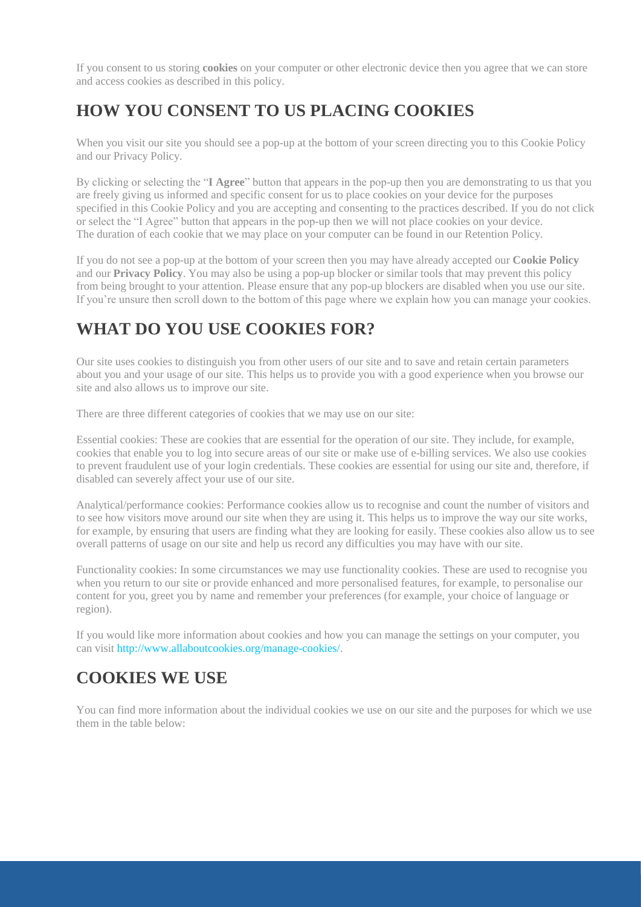If you consent to us storing **cookies** on your computer or other electronic device then you agree that we can store and access cookies as described in this policy.

## HOW YOU CONSENT TO US PLACING COOKIES

When you visit our site you should see a pop-up at the bottom of your screen directing you to this Cookie Policy and our Privacy Policy.

By clicking or selecting the "**I Agree**" button that appears in the pop-up then you are demonstrating to us that you are freely giving us informed and specific consent for us to place cookies on your device for the purposes specified in this Cookie Policy and you are accepting and consenting to the practices described. If you do not click or select the "I Agree" button that appears in the pop-up then we will not place cookies on your device. The duration of each cookie that we may place on your computer can be found in our Retention Policy.

If you do not see a pop-up at the bottom of your screen then you may have already accepted our **Cookie Policy** and our **Privacy Policy**. You may also be using a pop-up blocker or similar tools that may prevent this policy from being brought to your attention. Please ensure that any pop-up blockers are disabled when you use our site. If you're unsure then scroll down to the bottom of this page where we explain how you can manage your cookies.

## WHAT DO YOU USE COOKIES FOR?

Our site uses cookies to distinguish you from other users of our site and to save and retain certain parameters about you and your usage of our site. This helps us to provide you with a good experience when you browse our site and also allows us to improve our site.

There are three different categories of cookies that we may use on our site:

Essential cookies: These are cookies that are essential for the operation of our site. They include, for example, cookies that enable you to log into secure areas of our site or make use of e-billing services. We also use cookies to prevent fraudulent use of your login credentials. These cookies are essential for using our site and, therefore, if disabled can severely affect your use of our site.

Analytical/performance cookies: Performance cookies allow us to recognise and count the number of visitors and to see how visitors move around our site when they are using it. This helps us to improve the way our site works, for example, by ensuring that users are finding what they are looking for easily. These cookies also allow us to see overall patterns of usage on our site and help us record any difficulties you may have with our site.

Functionality cookies: In some circumstances we may use functionality cookies. These are used to recognise you when you return to our site or provide enhanced and more personalised features, for example, to personalise our content for you, greet you by name and remember your preferences (for example, your choice of language or region).

If you would like more information about cookies and how you can manage the settings on your computer, you can visit http://www.allaboutcookies.org/manage-cookies/.

## COOKIES WE USE

You can find more information about the individual cookies we use on our site and the purposes for which we use them in the table below: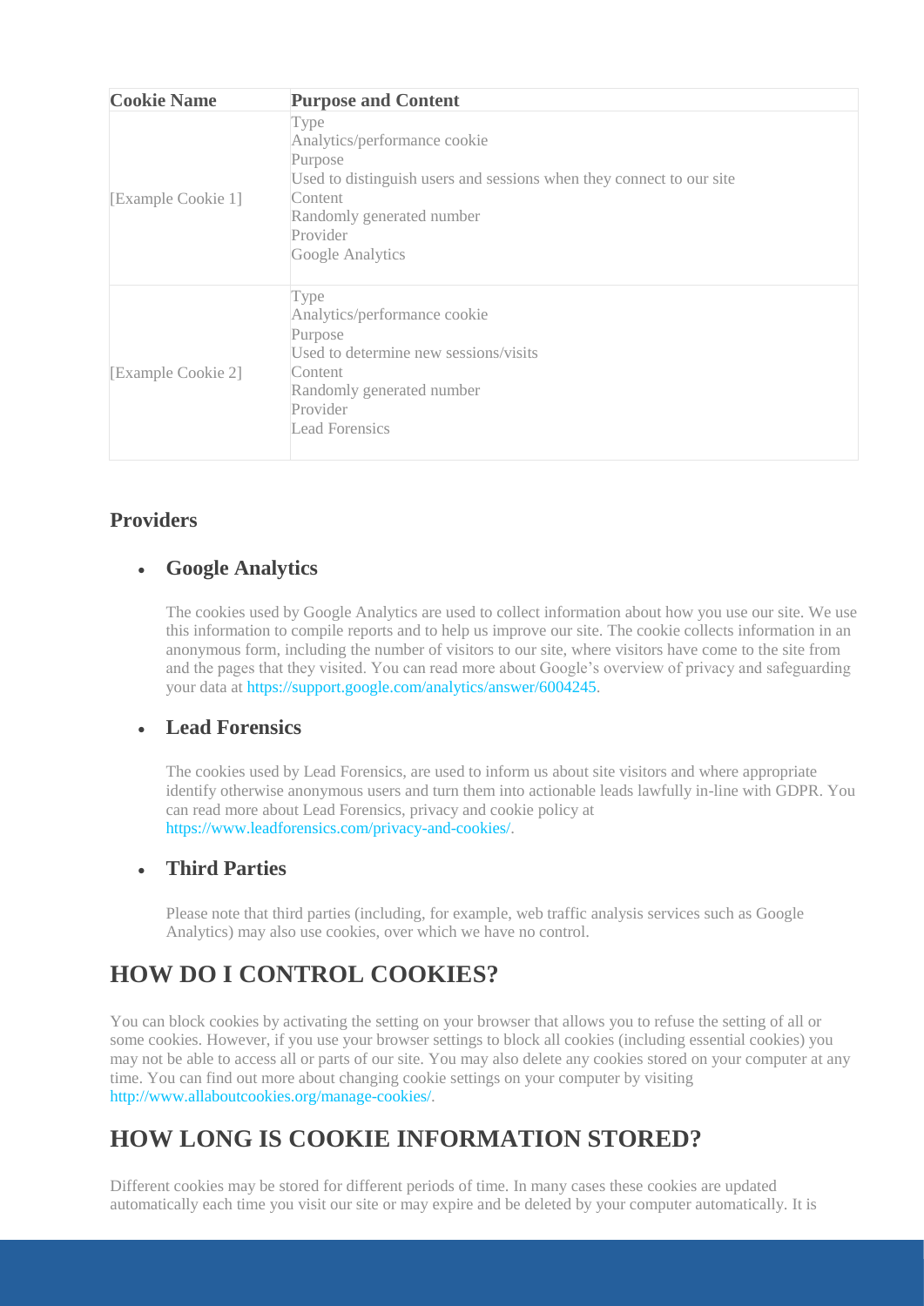| Cookie Name | Purpose and Content |
| --- | --- |
| [Example Cookie 1] | Type<br>Analytics/performance cookie<br>Purpose<br>Used to distinguish users and sessions when they connect to our site<br>Content<br>Randomly generated number<br>Provider<br>Google Analytics |
| [Example Cookie 2] | Type<br>Analytics/performance cookie<br>Purpose<br>Used to determine new sessions/visits<br>Content<br>Randomly generated number<br>Provider<br>Lead Forensics |

### Providers

- **Google Analytics**

  The cookies used by Google Analytics are used to collect information about how you use our site. We use this information to compile reports and to help us improve our site. The cookie collects information in an anonymous form, including the number of visitors to our site, where visitors have come to the site from and the pages that they visited. You can read more about Google's overview of privacy and safeguarding your data at https://support.google.com/analytics/answer/6004245.

- **Lead Forensics**

  The cookies used by Lead Forensics, are used to inform us about site visitors and where appropriate identify otherwise anonymous users and turn them into actionable leads lawfully in-line with GDPR. You can read more about Lead Forensics, privacy and cookie policy at https://www.leadforensics.com/privacy-and-cookies/.

- **Third Parties**

  Please note that third parties (including, for example, web traffic analysis services such as Google Analytics) may also use cookies, over which we have no control.

## HOW DO I CONTROL COOKIES?

You can block cookies by activating the setting on your browser that allows you to refuse the setting of all or some cookies. However, if you use your browser settings to block all cookies (including essential cookies) you may not be able to access all or parts of our site. You may also delete any cookies stored on your computer at any time. You can find out more about changing cookie settings on your computer by visiting http://www.allaboutcookies.org/manage-cookies/.

## HOW LONG IS COOKIE INFORMATION STORED?

Different cookies may be stored for different periods of time. In many cases these cookies are updated automatically each time you visit our site or may expire and be deleted by your computer automatically. It is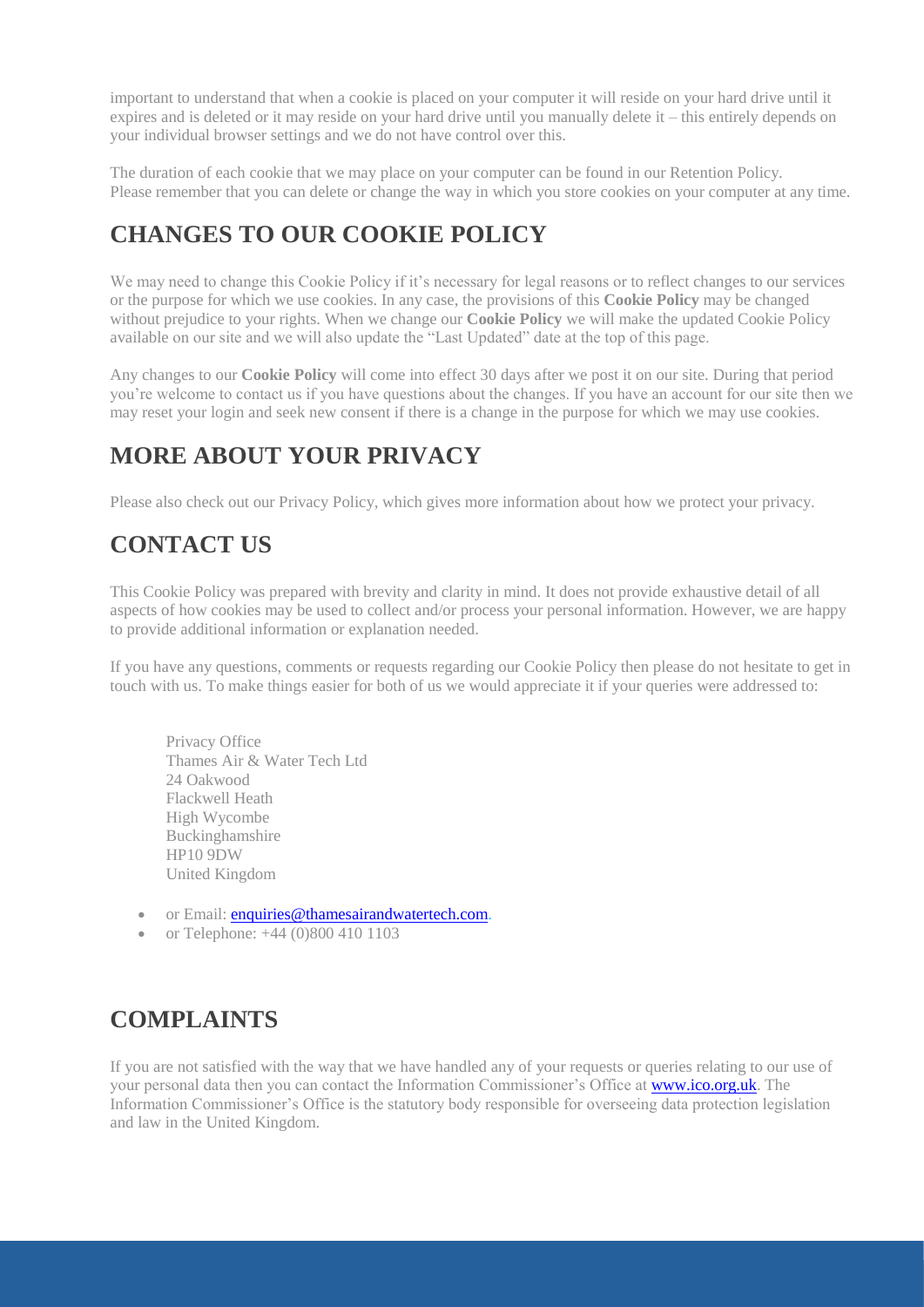important to understand that when a cookie is placed on your computer it will reside on your hard drive until it expires and is deleted or it may reside on your hard drive until you manually delete it – this entirely depends on your individual browser settings and we do not have control over this.

The duration of each cookie that we may place on your computer can be found in our Retention Policy. Please remember that you can delete or change the way in which you store cookies on your computer at any time.

## CHANGES TO OUR COOKIE POLICY

We may need to change this Cookie Policy if it's necessary for legal reasons or to reflect changes to our services or the purpose for which we use cookies. In any case, the provisions of this **Cookie Policy** may be changed without prejudice to your rights. When we change our **Cookie Policy** we will make the updated Cookie Policy available on our site and we will also update the "Last Updated" date at the top of this page.

Any changes to our **Cookie Policy** will come into effect 30 days after we post it on our site. During that period you're welcome to contact us if you have questions about the changes. If you have an account for our site then we may reset your login and seek new consent if there is a change in the purpose for which we may use cookies.

## MORE ABOUT YOUR PRIVACY

Please also check out our Privacy Policy, which gives more information about how we protect your privacy.

## CONTACT US

This Cookie Policy was prepared with brevity and clarity in mind. It does not provide exhaustive detail of all aspects of how cookies may be used to collect and/or process your personal information. However, we are happy to provide additional information or explanation needed.

If you have any questions, comments or requests regarding our Cookie Policy then please do not hesitate to get in touch with us. To make things easier for both of us we would appreciate it if your queries were addressed to:

Privacy Office
Thames Air & Water Tech Ltd
24 Oakwood
Flackwell Heath
High Wycombe
Buckinghamshire
HP10 9DW
United Kingdom

- or Email: enquiries@thamesairandwatertech.com.
- or Telephone: +44 (0)800 410 1103

## COMPLAINTS

If you are not satisfied with the way that we have handled any of your requests or queries relating to our use of your personal data then you can contact the Information Commissioner's Office at www.ico.org.uk. The Information Commissioner's Office is the statutory body responsible for overseeing data protection legislation and law in the United Kingdom.